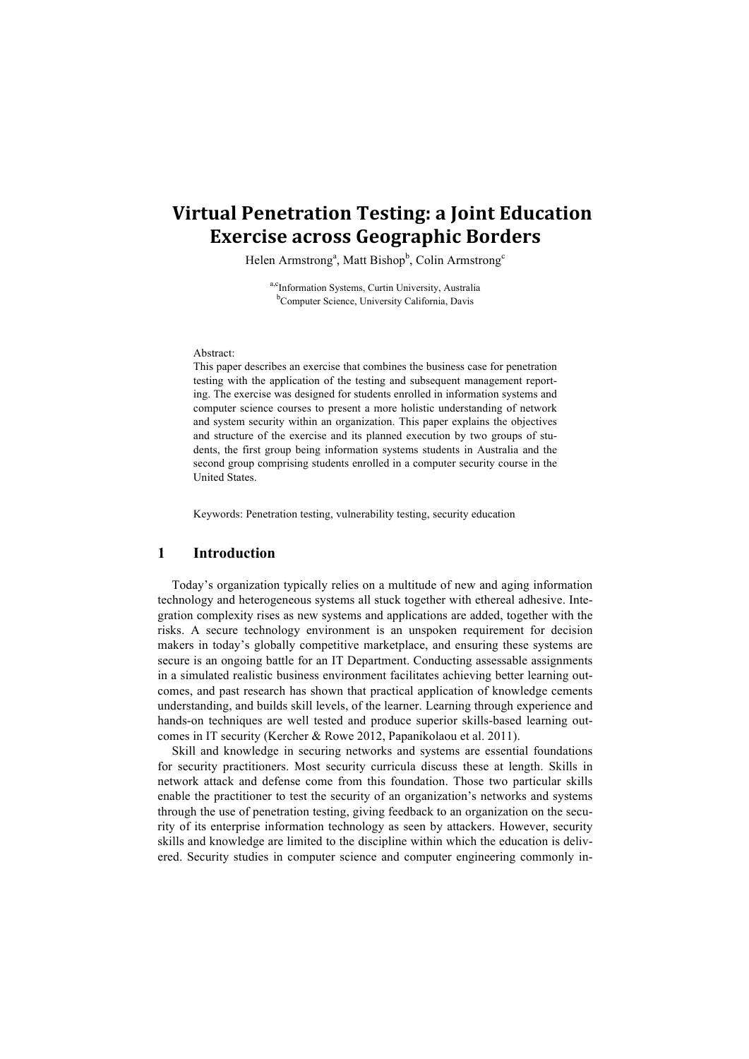# Virtual Penetration Testing: a Joint Education Exercise across Geographic Borders

Helen Armstrong[a], Matt Bishop[b], Colin Armstrong[c]

[a,c]Information Systems, Curtin University, Australia
[b]Computer Science, University California, Davis

Abstract:
This paper describes an exercise that combines the business case for penetration testing with the application of the testing and subsequent management reporting. The exercise was designed for students enrolled in information systems and computer science courses to present a more holistic understanding of network and system security within an organization. This paper explains the objectives and structure of the exercise and its planned execution by two groups of students, the first group being information systems students in Australia and the second group comprising students enrolled in a computer security course in the United States.

Keywords: Penetration testing, vulnerability testing, security education

## 1 Introduction

Today's organization typically relies on a multitude of new and aging information technology and heterogeneous systems all stuck together with ethereal adhesive. Integration complexity rises as new systems and applications are added, together with the risks. A secure technology environment is an unspoken requirement for decision makers in today's globally competitive marketplace, and ensuring these systems are secure is an ongoing battle for an IT Department. Conducting assessable assignments in a simulated realistic business environment facilitates achieving better learning outcomes, and past research has shown that practical application of knowledge cements understanding, and builds skill levels, of the learner. Learning through experience and hands-on techniques are well tested and produce superior skills-based learning outcomes in IT security (Kercher & Rowe 2012, Papanikolaou et al. 2011).

Skill and knowledge in securing networks and systems are essential foundations for security practitioners. Most security curricula discuss these at length. Skills in network attack and defense come from this foundation. Those two particular skills enable the practitioner to test the security of an organization's networks and systems through the use of penetration testing, giving feedback to an organization on the security of its enterprise information technology as seen by attackers. However, security skills and knowledge are limited to the discipline within which the education is delivered. Security studies in computer science and computer engineering commonly in-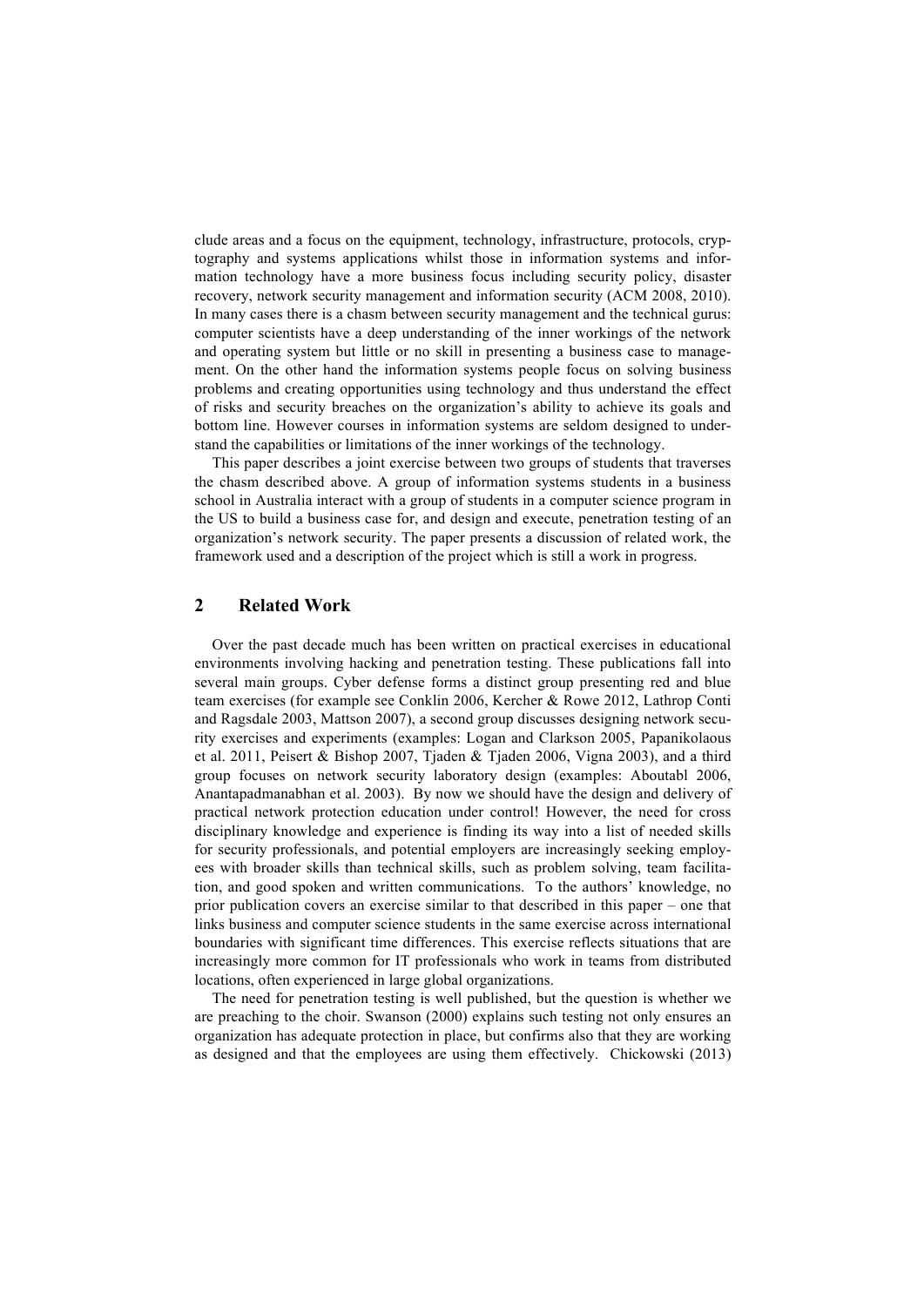clude areas and a focus on the equipment, technology, infrastructure, protocols, cryptography and systems applications whilst those in information systems and information technology have a more business focus including security policy, disaster recovery, network security management and information security (ACM 2008, 2010). In many cases there is a chasm between security management and the technical gurus: computer scientists have a deep understanding of the inner workings of the network and operating system but little or no skill in presenting a business case to management. On the other hand the information systems people focus on solving business problems and creating opportunities using technology and thus understand the effect of risks and security breaches on the organization's ability to achieve its goals and bottom line. However courses in information systems are seldom designed to understand the capabilities or limitations of the inner workings of the technology.

This paper describes a joint exercise between two groups of students that traverses the chasm described above. A group of information systems students in a business school in Australia interact with a group of students in a computer science program in the US to build a business case for, and design and execute, penetration testing of an organization's network security. The paper presents a discussion of related work, the framework used and a description of the project which is still a work in progress.

## 2 Related Work

Over the past decade much has been written on practical exercises in educational environments involving hacking and penetration testing. These publications fall into several main groups. Cyber defense forms a distinct group presenting red and blue team exercises (for example see Conklin 2006, Kercher & Rowe 2012, Lathrop Conti and Ragsdale 2003, Mattson 2007), a second group discusses designing network security exercises and experiments (examples: Logan and Clarkson 2005, Papanikolaous et al. 2011, Peisert & Bishop 2007, Tjaden & Tjaden 2006, Vigna 2003), and a third group focuses on network security laboratory design (examples: Aboutabl 2006, Anantapadmanabhan et al. 2003). By now we should have the design and delivery of practical network protection education under control! However, the need for cross disciplinary knowledge and experience is finding its way into a list of needed skills for security professionals, and potential employers are increasingly seeking employees with broader skills than technical skills, such as problem solving, team facilitation, and good spoken and written communications. To the authors' knowledge, no prior publication covers an exercise similar to that described in this paper – one that links business and computer science students in the same exercise across international boundaries with significant time differences. This exercise reflects situations that are increasingly more common for IT professionals who work in teams from distributed locations, often experienced in large global organizations.

The need for penetration testing is well published, but the question is whether we are preaching to the choir. Swanson (2000) explains such testing not only ensures an organization has adequate protection in place, but confirms also that they are working as designed and that the employees are using them effectively. Chickowski (2013)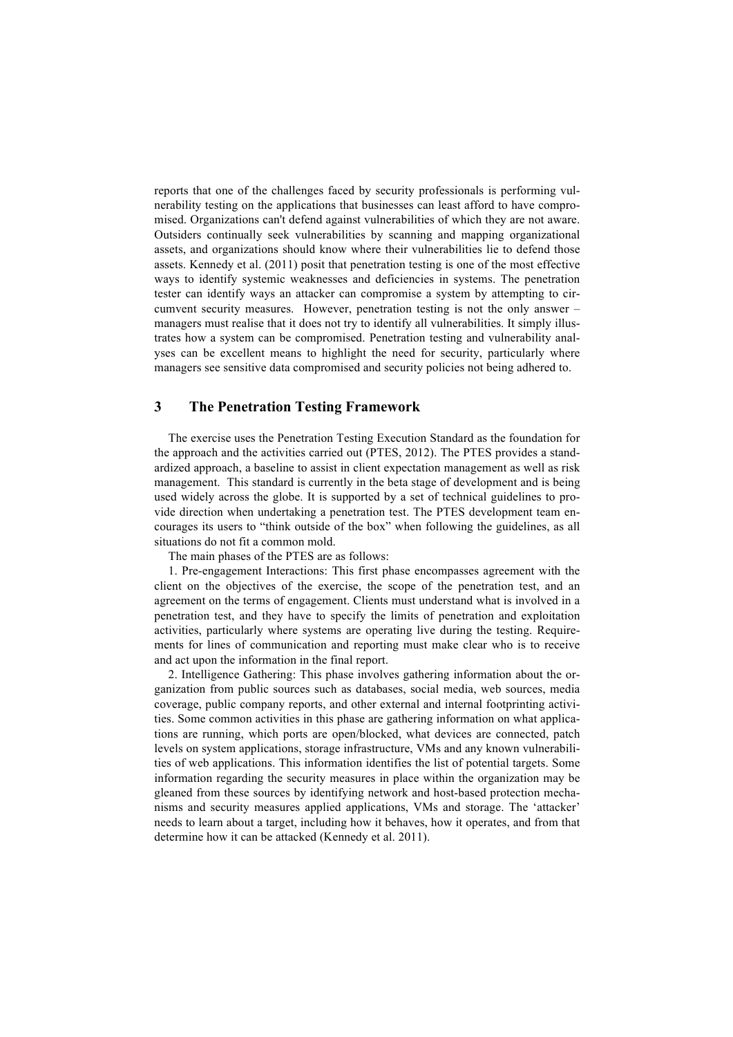reports that one of the challenges faced by security professionals is performing vulnerability testing on the applications that businesses can least afford to have compromised. Organizations can't defend against vulnerabilities of which they are not aware. Outsiders continually seek vulnerabilities by scanning and mapping organizational assets, and organizations should know where their vulnerabilities lie to defend those assets. Kennedy et al. (2011) posit that penetration testing is one of the most effective ways to identify systemic weaknesses and deficiencies in systems. The penetration tester can identify ways an attacker can compromise a system by attempting to circumvent security measures. However, penetration testing is not the only answer – managers must realise that it does not try to identify all vulnerabilities. It simply illustrates how a system can be compromised. Penetration testing and vulnerability analyses can be excellent means to highlight the need for security, particularly where managers see sensitive data compromised and security policies not being adhered to.

## 3 The Penetration Testing Framework

The exercise uses the Penetration Testing Execution Standard as the foundation for the approach and the activities carried out (PTES, 2012). The PTES provides a standardized approach, a baseline to assist in client expectation management as well as risk management. This standard is currently in the beta stage of development and is being used widely across the globe. It is supported by a set of technical guidelines to provide direction when undertaking a penetration test. The PTES development team encourages its users to "think outside of the box" when following the guidelines, as all situations do not fit a common mold.

The main phases of the PTES are as follows:

1. Pre-engagement Interactions: This first phase encompasses agreement with the client on the objectives of the exercise, the scope of the penetration test, and an agreement on the terms of engagement. Clients must understand what is involved in a penetration test, and they have to specify the limits of penetration and exploitation activities, particularly where systems are operating live during the testing. Requirements for lines of communication and reporting must make clear who is to receive and act upon the information in the final report.

2. Intelligence Gathering: This phase involves gathering information about the organization from public sources such as databases, social media, web sources, media coverage, public company reports, and other external and internal footprinting activities. Some common activities in this phase are gathering information on what applications are running, which ports are open/blocked, what devices are connected, patch levels on system applications, storage infrastructure, VMs and any known vulnerabilities of web applications. This information identifies the list of potential targets. Some information regarding the security measures in place within the organization may be gleaned from these sources by identifying network and host-based protection mechanisms and security measures applied applications, VMs and storage. The 'attacker' needs to learn about a target, including how it behaves, how it operates, and from that determine how it can be attacked (Kennedy et al. 2011).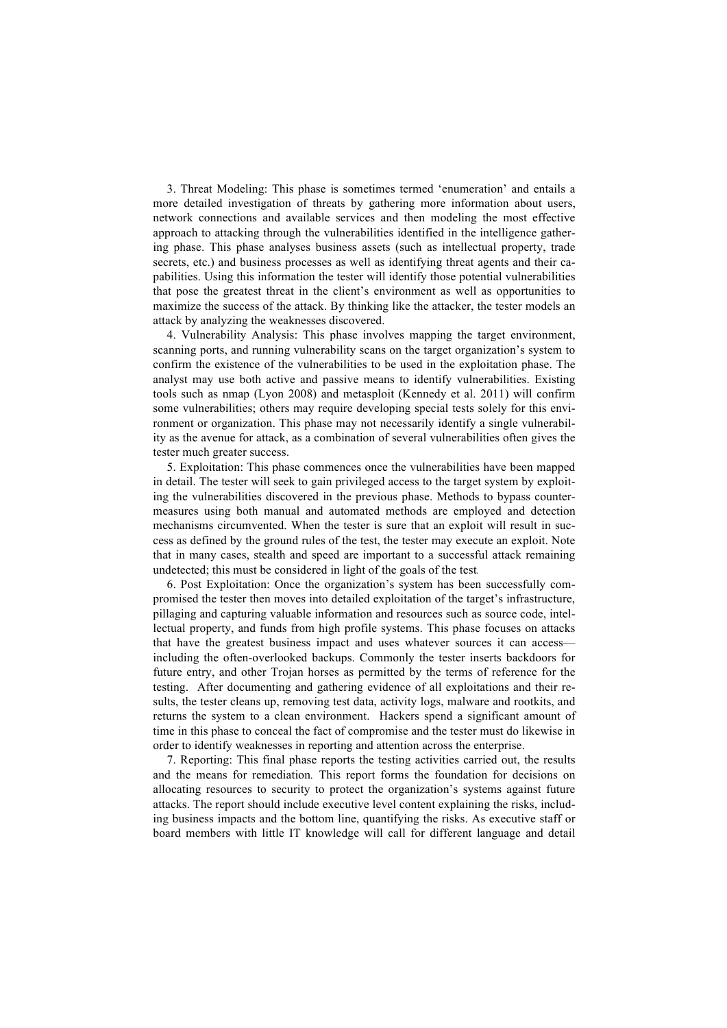3. Threat Modeling: This phase is sometimes termed 'enumeration' and entails a more detailed investigation of threats by gathering more information about users, network connections and available services and then modeling the most effective approach to attacking through the vulnerabilities identified in the intelligence gathering phase. This phase analyses business assets (such as intellectual property, trade secrets, etc.) and business processes as well as identifying threat agents and their capabilities. Using this information the tester will identify those potential vulnerabilities that pose the greatest threat in the client's environment as well as opportunities to maximize the success of the attack. By thinking like the attacker, the tester models an attack by analyzing the weaknesses discovered.

4. Vulnerability Analysis: This phase involves mapping the target environment, scanning ports, and running vulnerability scans on the target organization's system to confirm the existence of the vulnerabilities to be used in the exploitation phase. The analyst may use both active and passive means to identify vulnerabilities. Existing tools such as nmap (Lyon 2008) and metasploit (Kennedy et al. 2011) will confirm some vulnerabilities; others may require developing special tests solely for this environment or organization. This phase may not necessarily identify a single vulnerability as the avenue for attack, as a combination of several vulnerabilities often gives the tester much greater success.

5. Exploitation: This phase commences once the vulnerabilities have been mapped in detail. The tester will seek to gain privileged access to the target system by exploiting the vulnerabilities discovered in the previous phase. Methods to bypass countermeasures using both manual and automated methods are employed and detection mechanisms circumvented. When the tester is sure that an exploit will result in success as defined by the ground rules of the test, the tester may execute an exploit. Note that in many cases, stealth and speed are important to a successful attack remaining undetected; this must be considered in light of the goals of the test.

6. Post Exploitation: Once the organization's system has been successfully compromised the tester then moves into detailed exploitation of the target's infrastructure, pillaging and capturing valuable information and resources such as source code, intellectual property, and funds from high profile systems. This phase focuses on attacks that have the greatest business impact and uses whatever sources it can access—including the often-overlooked backups. Commonly the tester inserts backdoors for future entry, and other Trojan horses as permitted by the terms of reference for the testing. After documenting and gathering evidence of all exploitations and their results, the tester cleans up, removing test data, activity logs, malware and rootkits, and returns the system to a clean environment. Hackers spend a significant amount of time in this phase to conceal the fact of compromise and the tester must do likewise in order to identify weaknesses in reporting and attention across the enterprise.

7. Reporting: This final phase reports the testing activities carried out, the results and the means for remediation. This report forms the foundation for decisions on allocating resources to security to protect the organization's systems against future attacks. The report should include executive level content explaining the risks, including business impacts and the bottom line, quantifying the risks. As executive staff or board members with little IT knowledge will call for different language and detail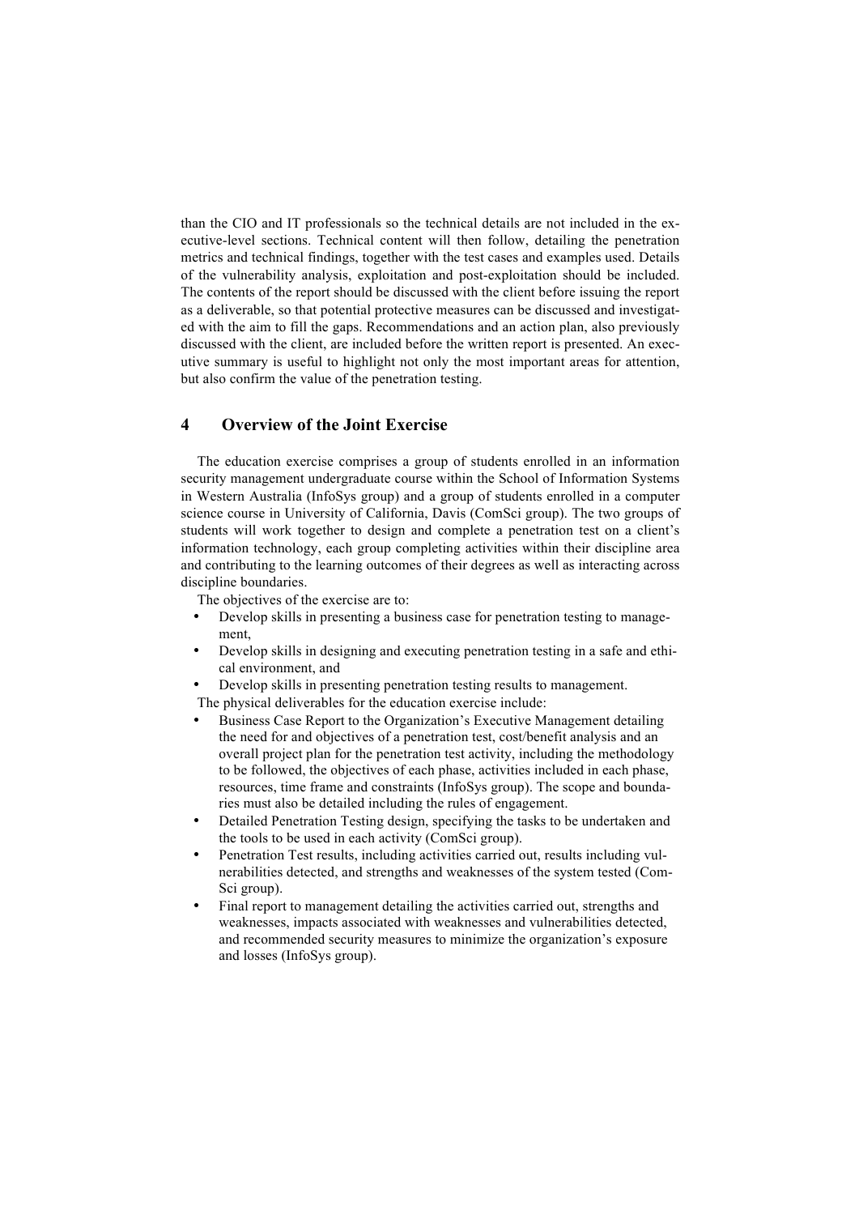than the CIO and IT professionals so the technical details are not included in the executive-level sections. Technical content will then follow, detailing the penetration metrics and technical findings, together with the test cases and examples used. Details of the vulnerability analysis, exploitation and post-exploitation should be included. The contents of the report should be discussed with the client before issuing the report as a deliverable, so that potential protective measures can be discussed and investigated with the aim to fill the gaps. Recommendations and an action plan, also previously discussed with the client, are included before the written report is presented. An executive summary is useful to highlight not only the most important areas for attention, but also confirm the value of the penetration testing.

## 4 Overview of the Joint Exercise

The education exercise comprises a group of students enrolled in an information security management undergraduate course within the School of Information Systems in Western Australia (InfoSys group) and a group of students enrolled in a computer science course in University of California, Davis (ComSci group). The two groups of students will work together to design and complete a penetration test on a client's information technology, each group completing activities within their discipline area and contributing to the learning outcomes of their degrees as well as interacting across discipline boundaries.

The objectives of the exercise are to:

- Develop skills in presenting a business case for penetration testing to management,
- Develop skills in designing and executing penetration testing in a safe and ethical environment, and
- Develop skills in presenting penetration testing results to management.

The physical deliverables for the education exercise include:

- Business Case Report to the Organization's Executive Management detailing the need for and objectives of a penetration test, cost/benefit analysis and an overall project plan for the penetration test activity, including the methodology to be followed, the objectives of each phase, activities included in each phase, resources, time frame and constraints (InfoSys group). The scope and boundaries must also be detailed including the rules of engagement.
- Detailed Penetration Testing design, specifying the tasks to be undertaken and the tools to be used in each activity (ComSci group).
- Penetration Test results, including activities carried out, results including vulnerabilities detected, and strengths and weaknesses of the system tested (ComSci group).
- Final report to management detailing the activities carried out, strengths and weaknesses, impacts associated with weaknesses and vulnerabilities detected, and recommended security measures to minimize the organization's exposure and losses (InfoSys group).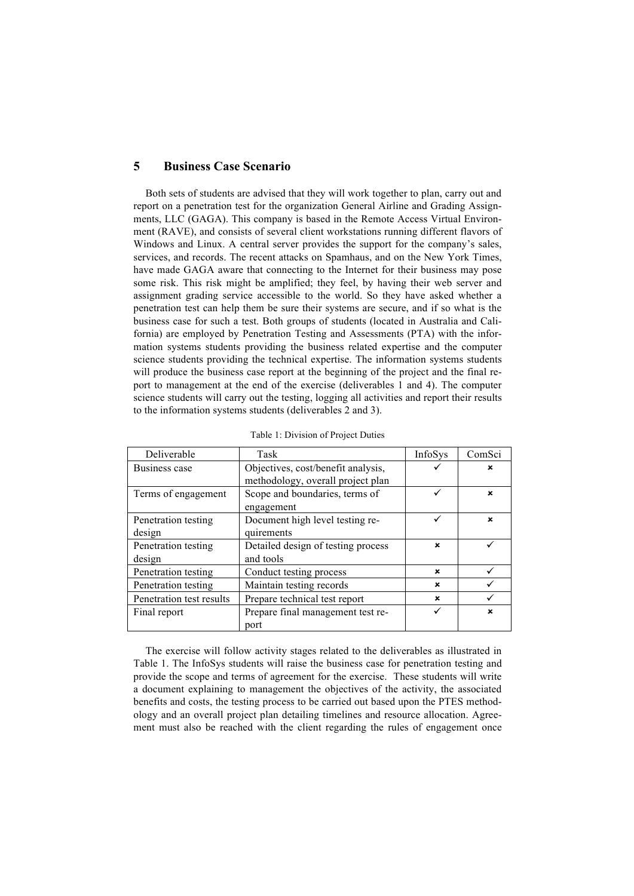## 5 Business Case Scenario

Both sets of students are advised that they will work together to plan, carry out and report on a penetration test for the organization General Airline and Grading Assignments, LLC (GAGA). This company is based in the Remote Access Virtual Environment (RAVE), and consists of several client workstations running different flavors of Windows and Linux. A central server provides the support for the company's sales, services, and records. The recent attacks on Spamhaus, and on the New York Times, have made GAGA aware that connecting to the Internet for their business may pose some risk. This risk might be amplified; they feel, by having their web server and assignment grading service accessible to the world. So they have asked whether a penetration test can help them be sure their systems are secure, and if so what is the business case for such a test. Both groups of students (located in Australia and California) are employed by Penetration Testing and Assessments (PTA) with the information systems students providing the business related expertise and the computer science students providing the technical expertise. The information systems students will produce the business case report at the beginning of the project and the final report to management at the end of the exercise (deliverables 1 and 4). The computer science students will carry out the testing, logging all activities and report their results to the information systems students (deliverables 2 and 3).

Table 1: Division of Project Duties

| Deliverable | Task | InfoSys | ComSci |
|---|---|---|---|
| Business case | Objectives, cost/benefit analysis, methodology, overall project plan | ✓ | ✗ |
| Terms of engagement | Scope and boundaries, terms of engagement | ✓ | ✗ |
| Penetration testing design | Document high level testing requirements | ✓ | ✗ |
| Penetration testing design | Detailed design of testing process and tools | ✗ | ✓ |
| Penetration testing | Conduct testing process | ✗ | ✓ |
| Penetration testing | Maintain testing records | ✗ | ✓ |
| Penetration test results | Prepare technical test report | ✗ | ✓ |
| Final report | Prepare final management test report | ✓ | ✗ |

The exercise will follow activity stages related to the deliverables as illustrated in Table 1. The InfoSys students will raise the business case for penetration testing and provide the scope and terms of agreement for the exercise. These students will write a document explaining to management the objectives of the activity, the associated benefits and costs, the testing process to be carried out based upon the PTES methodology and an overall project plan detailing timelines and resource allocation. Agreement must also be reached with the client regarding the rules of engagement once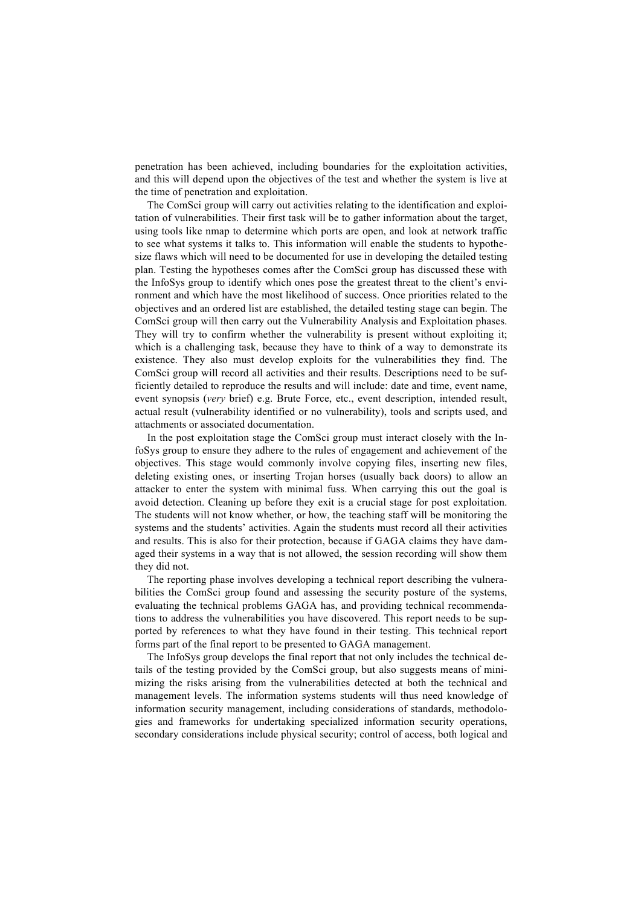penetration has been achieved, including boundaries for the exploitation activities, and this will depend upon the objectives of the test and whether the system is live at the time of penetration and exploitation.

The ComSci group will carry out activities relating to the identification and exploitation of vulnerabilities. Their first task will be to gather information about the target, using tools like nmap to determine which ports are open, and look at network traffic to see what systems it talks to. This information will enable the students to hypothesize flaws which will need to be documented for use in developing the detailed testing plan. Testing the hypotheses comes after the ComSci group has discussed these with the InfoSys group to identify which ones pose the greatest threat to the client's environment and which have the most likelihood of success. Once priorities related to the objectives and an ordered list are established, the detailed testing stage can begin. The ComSci group will then carry out the Vulnerability Analysis and Exploitation phases. They will try to confirm whether the vulnerability is present without exploiting it; which is a challenging task, because they have to think of a way to demonstrate its existence. They also must develop exploits for the vulnerabilities they find. The ComSci group will record all activities and their results. Descriptions need to be sufficiently detailed to reproduce the results and will include: date and time, event name, event synopsis (*very* brief) e.g. Brute Force, etc., event description, intended result, actual result (vulnerability identified or no vulnerability), tools and scripts used, and attachments or associated documentation.

In the post exploitation stage the ComSci group must interact closely with the InfoSys group to ensure they adhere to the rules of engagement and achievement of the objectives. This stage would commonly involve copying files, inserting new files, deleting existing ones, or inserting Trojan horses (usually back doors) to allow an attacker to enter the system with minimal fuss. When carrying this out the goal is avoid detection. Cleaning up before they exit is a crucial stage for post exploitation. The students will not know whether, or how, the teaching staff will be monitoring the systems and the students' activities. Again the students must record all their activities and results. This is also for their protection, because if GAGA claims they have damaged their systems in a way that is not allowed, the session recording will show them they did not.

The reporting phase involves developing a technical report describing the vulnerabilities the ComSci group found and assessing the security posture of the systems, evaluating the technical problems GAGA has, and providing technical recommendations to address the vulnerabilities you have discovered. This report needs to be supported by references to what they have found in their testing. This technical report forms part of the final report to be presented to GAGA management.

The InfoSys group develops the final report that not only includes the technical details of the testing provided by the ComSci group, but also suggests means of minimizing the risks arising from the vulnerabilities detected at both the technical and management levels. The information systems students will thus need knowledge of information security management, including considerations of standards, methodologies and frameworks for undertaking specialized information security operations, secondary considerations include physical security; control of access, both logical and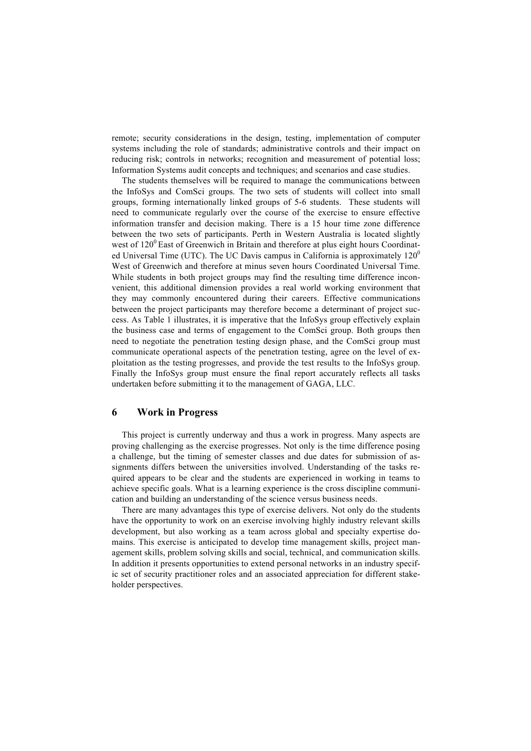remote; security considerations in the design, testing, implementation of computer systems including the role of standards; administrative controls and their impact on reducing risk; controls in networks; recognition and measurement of potential loss; Information Systems audit concepts and techniques; and scenarios and case studies.

The students themselves will be required to manage the communications between the InfoSys and ComSci groups. The two sets of students will collect into small groups, forming internationally linked groups of 5-6 students. These students will need to communicate regularly over the course of the exercise to ensure effective information transfer and decision making. There is a 15 hour time zone difference between the two sets of participants. Perth in Western Australia is located slightly west of $120^0$ East of Greenwich in Britain and therefore at plus eight hours Coordinated Universal Time (UTC). The UC Davis campus in California is approximately $120^0$ West of Greenwich and therefore at minus seven hours Coordinated Universal Time. While students in both project groups may find the resulting time difference inconvenient, this additional dimension provides a real world working environment that they may commonly encountered during their careers. Effective communications between the project participants may therefore become a determinant of project success. As Table 1 illustrates, it is imperative that the InfoSys group effectively explain the business case and terms of engagement to the ComSci group. Both groups then need to negotiate the penetration testing design phase, and the ComSci group must communicate operational aspects of the penetration testing, agree on the level of exploitation as the testing progresses, and provide the test results to the InfoSys group. Finally the InfoSys group must ensure the final report accurately reflects all tasks undertaken before submitting it to the management of GAGA, LLC.

## 6 Work in Progress

This project is currently underway and thus a work in progress. Many aspects are proving challenging as the exercise progresses. Not only is the time difference posing a challenge, but the timing of semester classes and due dates for submission of assignments differs between the universities involved. Understanding of the tasks required appears to be clear and the students are experienced in working in teams to achieve specific goals. What is a learning experience is the cross discipline communication and building an understanding of the science versus business needs.

There are many advantages this type of exercise delivers. Not only do the students have the opportunity to work on an exercise involving highly industry relevant skills development, but also working as a team across global and specialty expertise domains. This exercise is anticipated to develop time management skills, project management skills, problem solving skills and social, technical, and communication skills. In addition it presents opportunities to extend personal networks in an industry specific set of security practitioner roles and an associated appreciation for different stakeholder perspectives.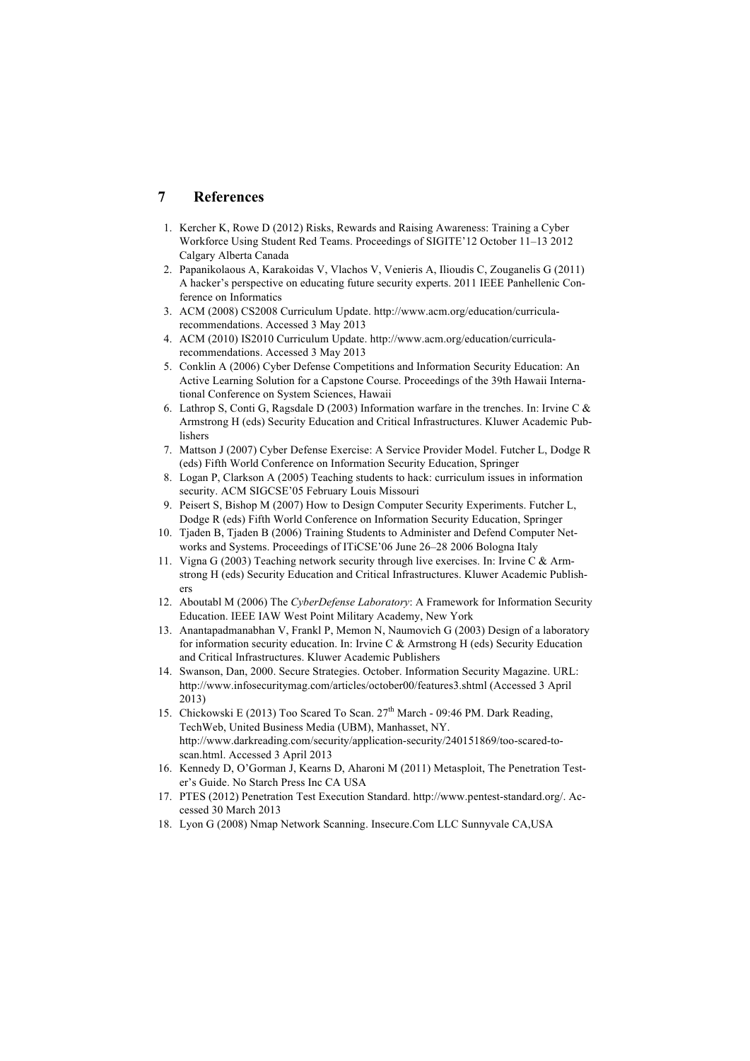## 7 References

1. Kercher K, Rowe D (2012) Risks, Rewards and Raising Awareness: Training a Cyber Workforce Using Student Red Teams. Proceedings of SIGITE'12 October 11–13 2012 Calgary Alberta Canada
2. Papanikolaous A, Karakoidas V, Vlachos V, Venieris A, Ilioudis C, Zouganelis G (2011) A hacker's perspective on educating future security experts. 2011 IEEE Panhellenic Conference on Informatics
3. ACM (2008) CS2008 Curriculum Update. http://www.acm.org/education/curricula-recommendations. Accessed 3 May 2013
4. ACM (2010) IS2010 Curriculum Update. http://www.acm.org/education/curricula-recommendations. Accessed 3 May 2013
5. Conklin A (2006) Cyber Defense Competitions and Information Security Education: An Active Learning Solution for a Capstone Course. Proceedings of the 39th Hawaii International Conference on System Sciences, Hawaii
6. Lathrop S, Conti G, Ragsdale D (2003) Information warfare in the trenches. In: Irvine C & Armstrong H (eds) Security Education and Critical Infrastructures. Kluwer Academic Publishers
7. Mattson J (2007) Cyber Defense Exercise: A Service Provider Model. Futcher L, Dodge R (eds) Fifth World Conference on Information Security Education, Springer
8. Logan P, Clarkson A (2005) Teaching students to hack: curriculum issues in information security. ACM SIGCSE'05 February Louis Missouri
9. Peisert S, Bishop M (2007) How to Design Computer Security Experiments. Futcher L, Dodge R (eds) Fifth World Conference on Information Security Education, Springer
10. Tjaden B, Tjaden B (2006) Training Students to Administer and Defend Computer Networks and Systems. Proceedings of ITiCSE'06 June 26–28 2006 Bologna Italy
11. Vigna G (2003) Teaching network security through live exercises. In: Irvine C & Armstrong H (eds) Security Education and Critical Infrastructures. Kluwer Academic Publishers
12. Aboutabl M (2006) The *CyberDefense Laboratory*: A Framework for Information Security Education. IEEE IAW West Point Military Academy, New York
13. Anantapadmanabhan V, Frankl P, Memon N, Naumovich G (2003) Design of a laboratory for information security education. In: Irvine C & Armstrong H (eds) Security Education and Critical Infrastructures. Kluwer Academic Publishers
14. Swanson, Dan, 2000. Secure Strategies. October. Information Security Magazine. URL: http://www.infosecuritymag.com/articles/october00/features3.shtml (Accessed 3 April 2013)
15. Chickowski E (2013) Too Scared To Scan. 27th March - 09:46 PM. Dark Reading, TechWeb, United Business Media (UBM), Manhasset, NY. http://www.darkreading.com/security/application-security/240151869/too-scared-to-scan.html. Accessed 3 April 2013
16. Kennedy D, O'Gorman J, Kearns D, Aharoni M (2011) Metasploit, The Penetration Tester's Guide. No Starch Press Inc CA USA
17. PTES (2012) Penetration Test Execution Standard. http://www.pentest-standard.org/. Accessed 30 March 2013
18. Lyon G (2008) Nmap Network Scanning. Insecure.Com LLC Sunnyvale CA,USA